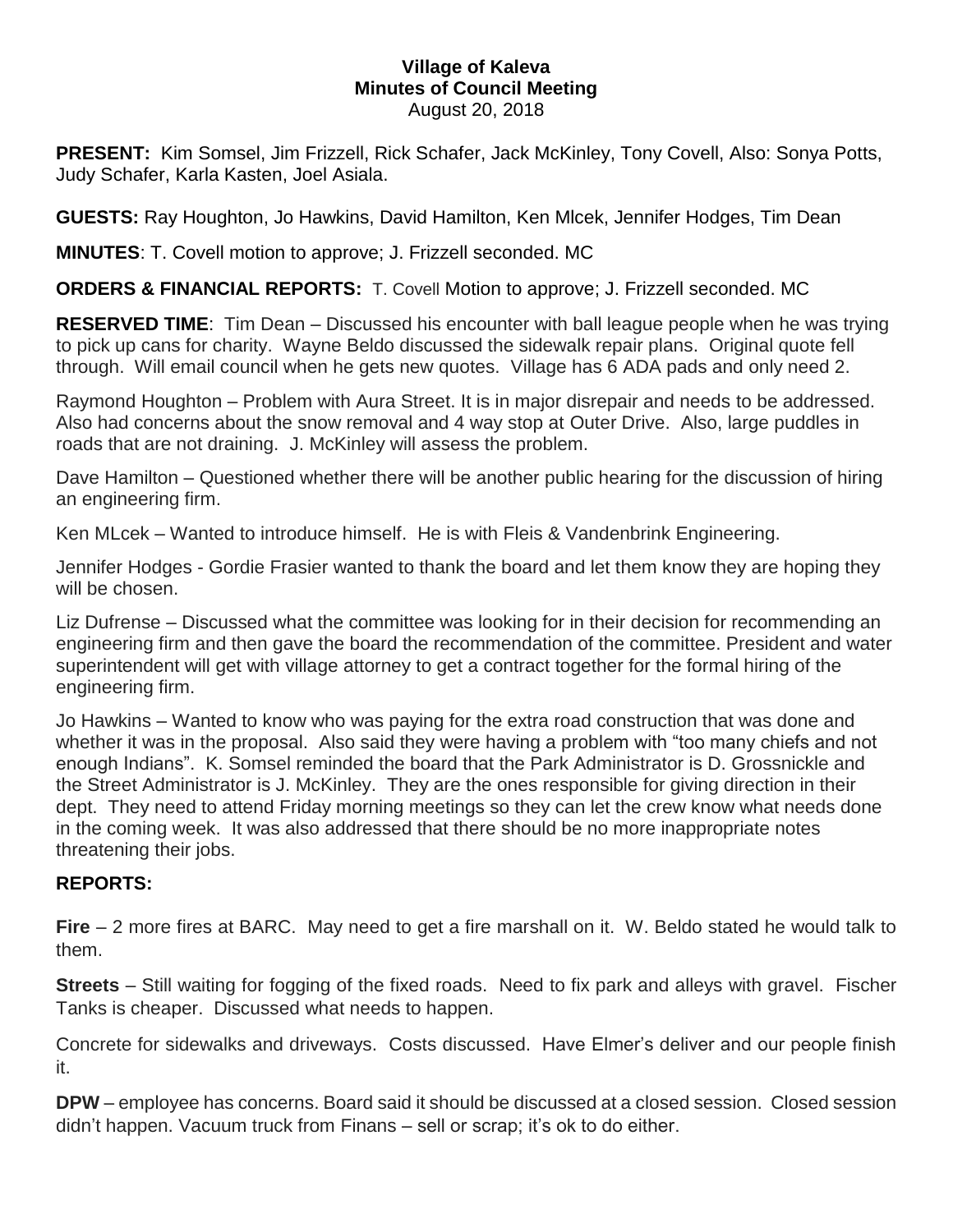**Village of Kaleva**
**Minutes of Council Meeting**
August 20, 2018

**PRESENT:** Kim Somsel, Jim Frizzell, Rick Schafer, Jack McKinley, Tony Covell, Also: Sonya Potts, Judy Schafer, Karla Kasten, Joel Asiala.

**GUESTS:** Ray Houghton, Jo Hawkins, David Hamilton, Ken Mlcek, Jennifer Hodges, Tim Dean

**MINUTES**: T. Covell motion to approve; J. Frizzell seconded. MC

**ORDERS & FINANCIAL REPORTS:** T. Covell Motion to approve; J. Frizzell seconded. MC

**RESERVED TIME**: Tim Dean – Discussed his encounter with ball league people when he was trying to pick up cans for charity. Wayne Beldo discussed the sidewalk repair plans. Original quote fell through. Will email council when he gets new quotes. Village has 6 ADA pads and only need 2.

Raymond Houghton – Problem with Aura Street. It is in major disrepair and needs to be addressed. Also had concerns about the snow removal and 4 way stop at Outer Drive. Also, large puddles in roads that are not draining. J. McKinley will assess the problem.

Dave Hamilton – Questioned whether there will be another public hearing for the discussion of hiring an engineering firm.

Ken MLcek – Wanted to introduce himself. He is with Fleis & Vandenbrink Engineering.

Jennifer Hodges - Gordie Frasier wanted to thank the board and let them know they are hoping they will be chosen.

Liz Dufrense – Discussed what the committee was looking for in their decision for recommending an engineering firm and then gave the board the recommendation of the committee. President and water superintendent will get with village attorney to get a contract together for the formal hiring of the engineering firm.

Jo Hawkins – Wanted to know who was paying for the extra road construction that was done and whether it was in the proposal. Also said they were having a problem with "too many chiefs and not enough Indians". K. Somsel reminded the board that the Park Administrator is D. Grossnickle and the Street Administrator is J. McKinley. They are the ones responsible for giving direction in their dept. They need to attend Friday morning meetings so they can let the crew know what needs done in the coming week. It was also addressed that there should be no more inappropriate notes threatening their jobs.

**REPORTS:**

**Fire** – 2 more fires at BARC. May need to get a fire marshall on it. W. Beldo stated he would talk to them.

**Streets** – Still waiting for fogging of the fixed roads. Need to fix park and alleys with gravel. Fischer Tanks is cheaper. Discussed what needs to happen.

Concrete for sidewalks and driveways. Costs discussed. Have Elmer's deliver and our people finish it.

**DPW** – employee has concerns. Board said it should be discussed at a closed session. Closed session didn't happen. Vacuum truck from Finans – sell or scrap; it's ok to do either.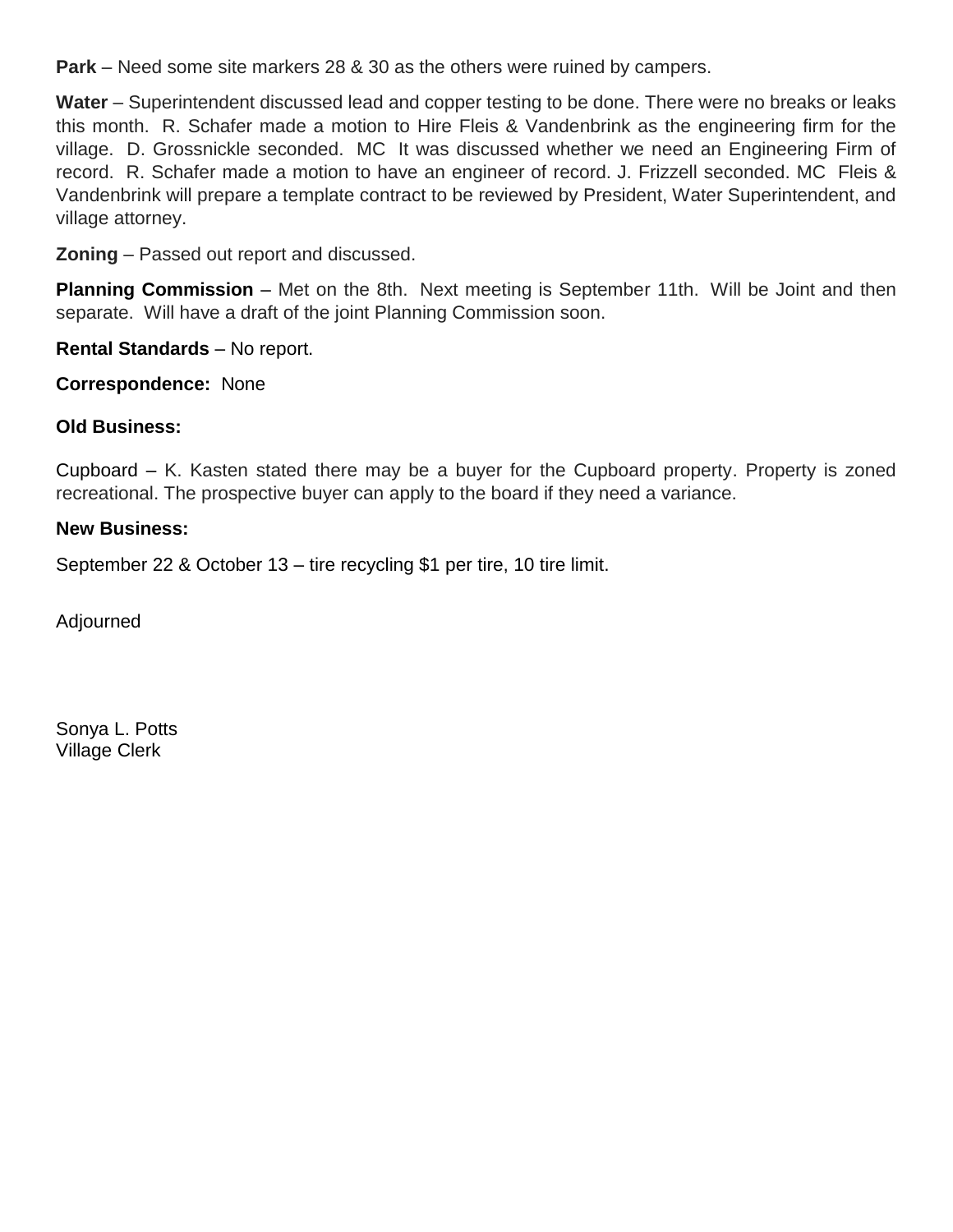**Park** – Need some site markers 28 & 30 as the others were ruined by campers.

**Water** – Superintendent discussed lead and copper testing to be done. There were no breaks or leaks this month. R. Schafer made a motion to Hire Fleis & Vandenbrink as the engineering firm for the village. D. Grossnickle seconded. MC It was discussed whether we need an Engineering Firm of record. R. Schafer made a motion to have an engineer of record. J. Frizzell seconded. MC Fleis & Vandenbrink will prepare a template contract to be reviewed by President, Water Superintendent, and village attorney.

**Zoning** – Passed out report and discussed.

**Planning Commission** – Met on the 8th. Next meeting is September 11th. Will be Joint and then separate. Will have a draft of the joint Planning Commission soon.

**Rental Standards** – No report.

**Correspondence:** None

**Old Business:**

Cupboard – K. Kasten stated there may be a buyer for the Cupboard property. Property is zoned recreational. The prospective buyer can apply to the board if they need a variance.

**New Business:**

September 22 & October 13 – tire recycling $1 per tire, 10 tire limit.

Adjourned

Sonya L. Potts
Village Clerk